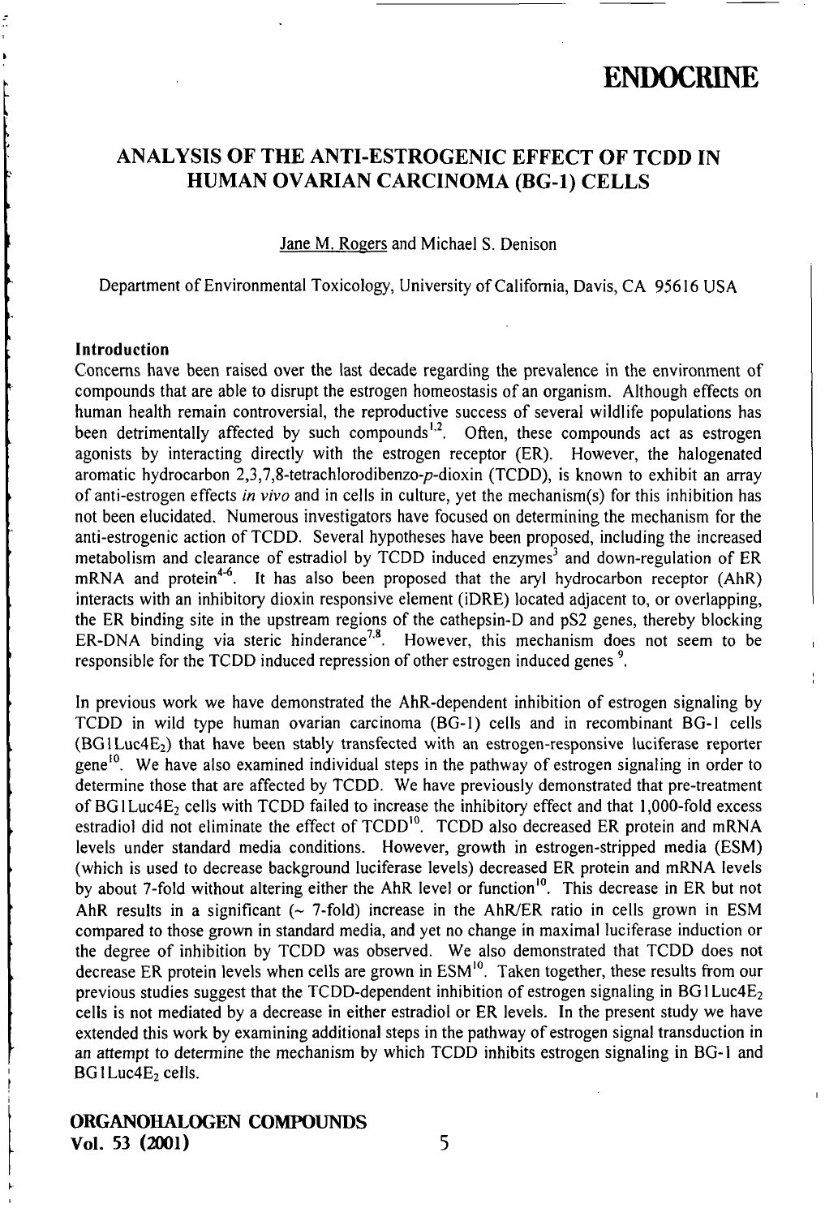# ANALYSIS OF THE ANTI-ESTROGENIC EFFECT OF TCDD IN HUMAN OVARIAN CARCINOMA (BG-1) CELLS

Jane M. Rogers and Michael S. Denison

Department of Environmental Toxicology, University of California, Davis, CA 95616 USA

## Introduction

Concerns have been raised over the last decade regarding the prevalence in the environment of compounds that are able to disrupt the estrogen homeostasis of an organism. Although effects on human health remain controversial, the reproductive success of several wildlife populations has been detrimentally affected by such compounds[1,2]. Often, these compounds act as estrogen agonists by interacting directly with the estrogen receptor (ER). However, the halogenated aromatic hydrocarbon 2,3,7,8-tetrachlorodibenzo-*p*-dioxin (TCDD), is known to exhibit an array of anti-estrogen effects *in vivo* and in cells in culture, yet the mechanism(s) for this inhibition has not been elucidated. Numerous investigators have focused on determining the mechanism for the anti-estrogenic action of TCDD. Several hypotheses have been proposed, including the increased metabolism and clearance of estradiol by TCDD induced enzymes[3] and down-regulation of ER mRNA and protein[4-6]. It has also been proposed that the aryl hydrocarbon receptor (AhR) interacts with an inhibitory dioxin responsive element (iDRE) located adjacent to, or overlapping, the ER binding site in the upstream regions of the cathepsin-D and pS2 genes, thereby blocking ER-DNA binding via steric hinderance[7,8]. However, this mechanism does not seem to be responsible for the TCDD induced repression of other estrogen induced genes [9].

In previous work we have demonstrated the AhR-dependent inhibition of estrogen signaling by TCDD in wild type human ovarian carcinoma (BG-1) cells and in recombinant BG-1 cells (BG1Luc4$E_2$) that have been stably transfected with an estrogen-responsive luciferase reporter gene[10]. We have also examined individual steps in the pathway of estrogen signaling in order to determine those that are affected by TCDD. We have previously demonstrated that pre-treatment of BG1Luc4$E_2$ cells with TCDD failed to increase the inhibitory effect and that 1,000-fold excess estradiol did not eliminate the effect of TCDD[10]. TCDD also decreased ER protein and mRNA levels under standard media conditions. However, growth in estrogen-stripped media (ESM) (which is used to decrease background luciferase levels) decreased ER protein and mRNA levels by about 7-fold without altering either the AhR level or function[10]. This decrease in ER but not AhR results in a significant (~ 7-fold) increase in the AhR/ER ratio in cells grown in ESM compared to those grown in standard media, and yet no change in maximal luciferase induction or the degree of inhibition by TCDD was observed. We also demonstrated that TCDD does not decrease ER protein levels when cells are grown in ESM[10]. Taken together, these results from our previous studies suggest that the TCDD-dependent inhibition of estrogen signaling in BG1Luc4$E_2$ cells is not mediated by a decrease in either estradiol or ER levels. In the present study we have extended this work by examining additional steps in the pathway of estrogen signal transduction in an attempt to determine the mechanism by which TCDD inhibits estrogen signaling in BG-1 and BG1Luc4$E_2$ cells.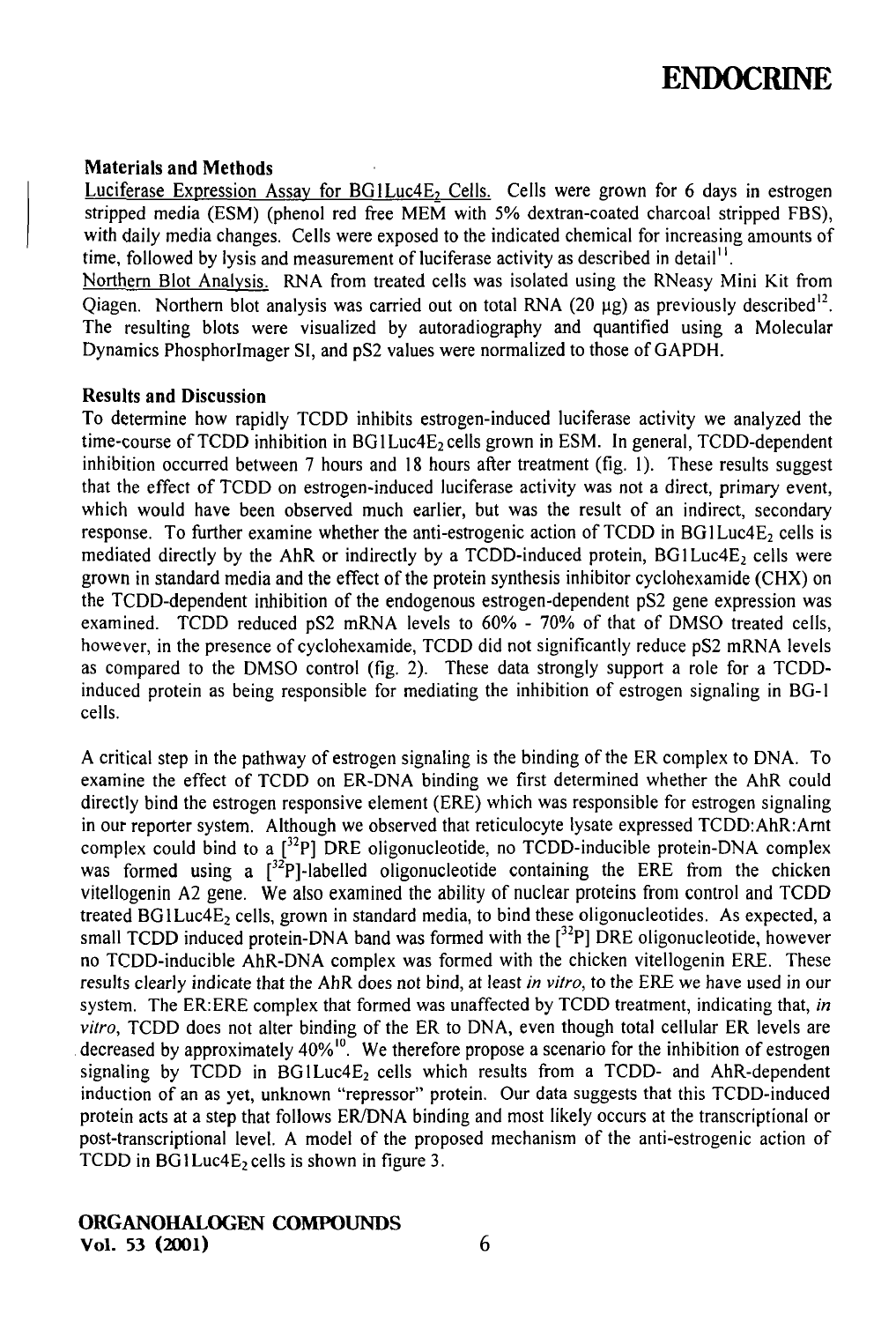### Materials and Methods

Luciferase Expression Assay for BG1Luc4$E_2$ Cells. Cells were grown for 6 days in estrogen stripped media (ESM) (phenol red free MEM with 5% dextran-coated charcoal stripped FBS), with daily media changes. Cells were exposed to the indicated chemical for increasing amounts of time, followed by lysis and measurement of luciferase activity as described in detail[11].

Northern Blot Analysis. RNA from treated cells was isolated using the RNeasy Mini Kit from Qiagen. Northern blot analysis was carried out on total RNA (20 µg) as previously described[12]. The resulting blots were visualized by autoradiography and quantified using a Molecular Dynamics PhosphorImager SI, and pS2 values were normalized to those of GAPDH.

### Results and Discussion

To determine how rapidly TCDD inhibits estrogen-induced luciferase activity we analyzed the time-course of TCDD inhibition in BG1Luc4$E_2$ cells grown in ESM. In general, TCDD-dependent inhibition occurred between 7 hours and 18 hours after treatment (fig. 1). These results suggest that the effect of TCDD on estrogen-induced luciferase activity was not a direct, primary event, which would have been observed much earlier, but was the result of an indirect, secondary response. To further examine whether the anti-estrogenic action of TCDD in BG1Luc4$E_2$ cells is mediated directly by the AhR or indirectly by a TCDD-induced protein, BG1Luc4$E_2$ cells were grown in standard media and the effect of the protein synthesis inhibitor cyclohexamide (CHX) on the TCDD-dependent inhibition of the endogenous estrogen-dependent pS2 gene expression was examined. TCDD reduced pS2 mRNA levels to 60% - 70% of that of DMSO treated cells, however, in the presence of cyclohexamide, TCDD did not significantly reduce pS2 mRNA levels as compared to the DMSO control (fig. 2). These data strongly support a role for a TCDD-induced protein as being responsible for mediating the inhibition of estrogen signaling in BG-1 cells.

A critical step in the pathway of estrogen signaling is the binding of the ER complex to DNA. To examine the effect of TCDD on ER-DNA binding we first determined whether the AhR could directly bind the estrogen responsive element (ERE) which was responsible for estrogen signaling in our reporter system. Although we observed that reticulocyte lysate expressed TCDD:AhR:Arnt complex could bind to a [$^{32}$P] DRE oligonucleotide, no TCDD-inducible protein-DNA complex was formed using a [$^{32}$P]-labelled oligonucleotide containing the ERE from the chicken vitellogenin A2 gene. We also examined the ability of nuclear proteins from control and TCDD treated BG1Luc4$E_2$ cells, grown in standard media, to bind these oligonucleotides. As expected, a small TCDD induced protein-DNA band was formed with the [$^{32}$P] DRE oligonucleotide, however no TCDD-inducible AhR-DNA complex was formed with the chicken vitellogenin ERE. These results clearly indicate that the AhR does not bind, at least *in vitro*, to the ERE we have used in our system. The ER:ERE complex that formed was unaffected by TCDD treatment, indicating that, *in vitro*, TCDD does not alter binding of the ER to DNA, even though total cellular ER levels are decreased by approximately 40%[10]. We therefore propose a scenario for the inhibition of estrogen signaling by TCDD in BG1Luc4$E_2$ cells which results from a TCDD- and AhR-dependent induction of an as yet, unknown "repressor" protein. Our data suggests that this TCDD-induced protein acts at a step that follows ER/DNA binding and most likely occurs at the transcriptional or post-transcriptional level. A model of the proposed mechanism of the anti-estrogenic action of TCDD in BG1Luc4$E_2$ cells is shown in figure 3.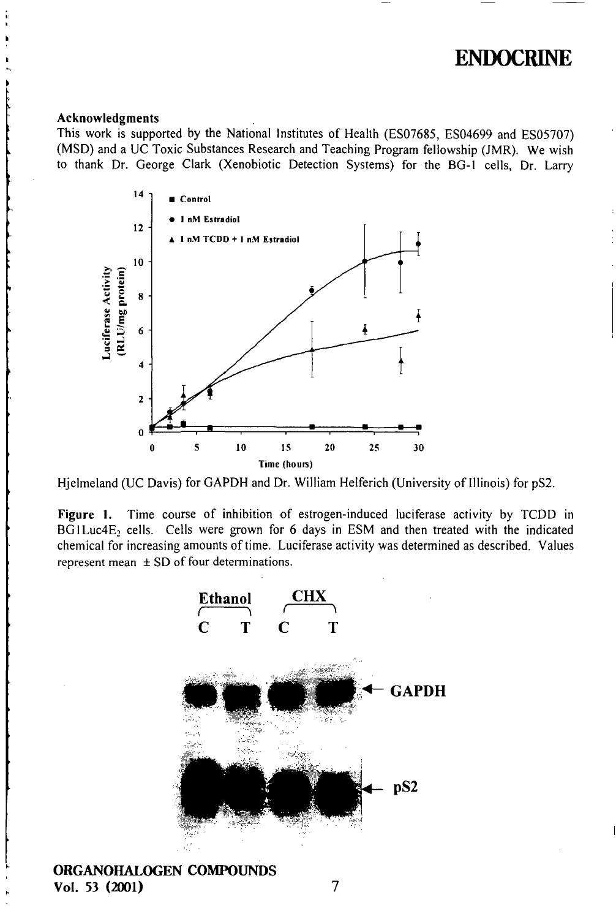### Acknowledgments

This work is supported by the National Institutes of Health (ES07685, ES04699 and ES05707) (MSD) and a UC Toxic Substances Research and Teaching Program fellowship (JMR). We wish to thank Dr. George Clark (Xenobiotic Detection Systems) for the BG-1 cells, Dr. Larry Hjelmeland (UC Davis) for GAPDH and Dr. William Helferich (University of Illinois) for pS2.

**Figure 1.** Time course of inhibition of estrogen-induced luciferase activity by TCDD in BG1Luc4E$_2$ cells. Cells were grown for 6 days in ESM and then treated with the indicated chemical for increasing amounts of time. Luciferase activity was determined as described. Values represent mean ± SD of four determinations.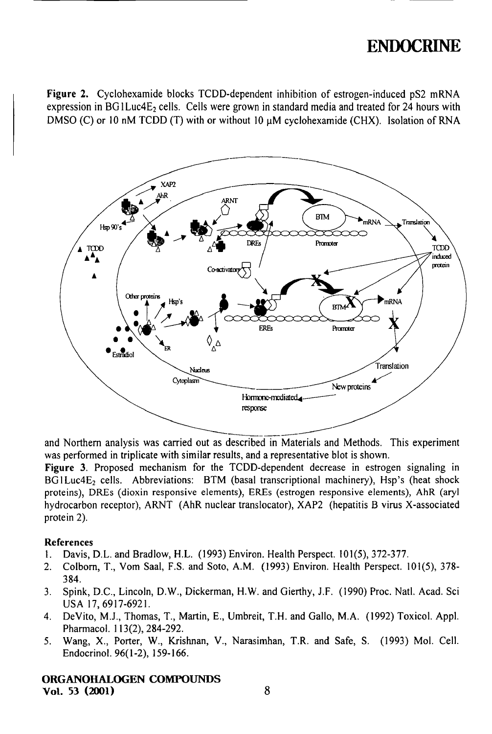Figure 2. Cyclohexamide blocks TCDD-dependent inhibition of estrogen-induced pS2 mRNA expression in BG1Luc4E$_2$ cells. Cells were grown in standard media and treated for 24 hours with DMSO (C) or 10 nM TCDD (T) with or without 10 μM cyclohexamide (CHX). Isolation of RNA and Northern analysis was carried out as described in Materials and Methods. This experiment was performed in triplicate with similar results, and a representative blot is shown.

**Figure 3.** Proposed mechanism for the TCDD-dependent decrease in estrogen signaling in BG1Luc4E$_2$ cells. Abbreviations: BTM (basal transcriptional machinery), Hsp's (heat shock proteins), DREs (dioxin responsive elements), EREs (estrogen responsive elements), AhR (aryl hydrocarbon receptor), ARNT (AhR nuclear translocator), XAP2 (hepatitis B virus X-associated protein 2).

**References**

1. Davis, D.L. and Bradlow, H.L. (1993) Environ. Health Perspect. 101(5), 372-377.
2. Colborn, T., Vom Saal, F.S. and Soto, A.M. (1993) Environ. Health Perspect. 101(5), 378-384.
3. Spink, D.C., Lincoln, D.W., Dickerman, H.W. and Gierthy, J.F. (1990) Proc. Natl. Acad. Sci USA 17, 6917-6921.
4. DeVito, M.J., Thomas, T., Martin, E., Umbreit, T.H. and Gallo, M.A. (1992) Toxicol. Appl. Pharmacol. 113(2), 284-292.
5. Wang, X., Porter, W., Krishnan, V., Narasimhan, T.R. and Safe, S. (1993) Mol. Cell. Endocrinol. 96(1-2), 159-166.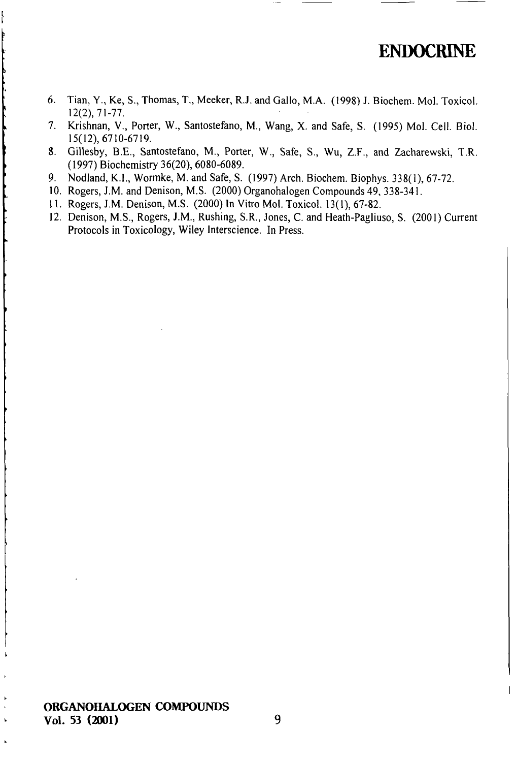6. Tian, Y., Ke, S., Thomas, T., Meeker, R.J. and Gallo, M.A. (1998) J. Biochem. Mol. Toxicol. 12(2), 71-77.
7. Krishnan, V., Porter, W., Santostefano, M., Wang, X. and Safe, S. (1995) Mol. Cell. Biol. 15(12), 6710-6719.
8. Gillesby, B.E., Santostefano, M., Porter, W., Safe, S., Wu, Z.F., and Zacharewski, T.R. (1997) Biochemistry 36(20), 6080-6089.
9. Nodland, K.I., Wormke, M. and Safe, S. (1997) Arch. Biochem. Biophys. 338(1), 67-72.
10. Rogers, J.M. and Denison, M.S. (2000) Organohalogen Compounds 49, 338-341.
11. Rogers, J.M. Denison, M.S. (2000) In Vitro Mol. Toxicol. 13(1), 67-82.
12. Denison, M.S., Rogers, J.M., Rushing, S.R., Jones, C. and Heath-Pagliuso, S. (2001) Current Protocols in Toxicology, Wiley Interscience. In Press.